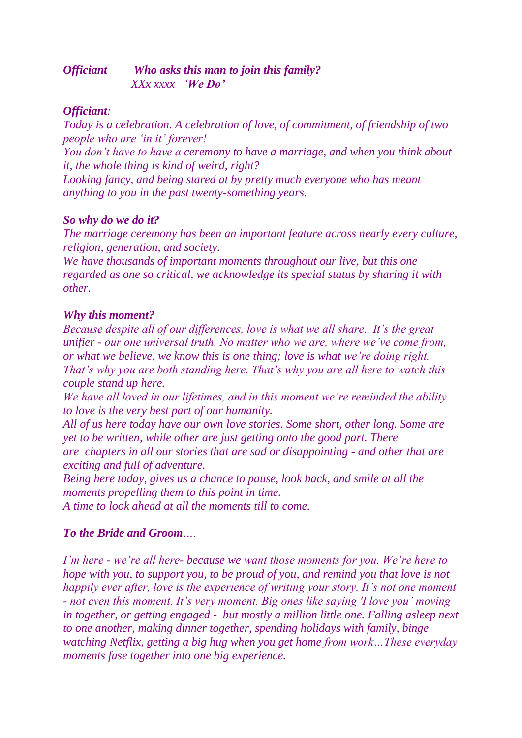***Officiant*** ***Who asks this man to join this family?***

*XXx xxxx* ***'We Do'***

***Officiant:***

*Today is a celebration. A celebration of love, of commitment, of friendship of two people who are 'in it' forever!*

*You don't have to have a ceremony to have a marriage, and when you think about it, the whole thing is kind of weird, right?*

*Looking fancy, and being stared at by pretty much everyone who has meant anything to you in the past twenty-something years.*

***So why do we do it?***

*The marriage ceremony has been an important feature across nearly every culture, religion, generation, and society.*

*We have thousands of important moments throughout our live, but this one regarded as one so critical, we acknowledge its special status by sharing it with other.*

***Why this moment?***

*Because despite all of our differences, love is what we all share.. It's the great unifier - our one universal truth. No matter who we are, where we've come from, or what we believe, we know this is one thing; love is what we're doing right.*

*That's why you are both standing here. That's why you are all here to watch this couple stand up here.*

*We have all loved in our lifetimes, and in this moment we're reminded the ability to love is the very best part of our humanity.*

*All of us here today have our own love stories. Some short, other long. Some are yet to be written, while other are just getting onto the good part. There are chapters in all our stories that are sad or disappointing - and other that are exciting and full of adventure.*

*Being here today, gives us a chance to pause, look back, and smile at all the moments propelling them to this point in time.*

*A time to look ahead at all the moments till to come.*

***To the Bride and Groom****….*

*I'm here - we're all here- because we want those moments for you. We're here to hope with you, to support you, to be proud of you, and remind you that love is not happily ever after, love is the experience of writing your story. It's not one moment - not even this moment. It's very moment. Big ones like saying 'I love you' moving in together, or getting engaged - but mostly a million little one. Falling asleep next to one another, making dinner together, spending holidays with family, binge watching Netflix, getting a big hug when you get home from work…These everyday moments fuse together into one big experience.*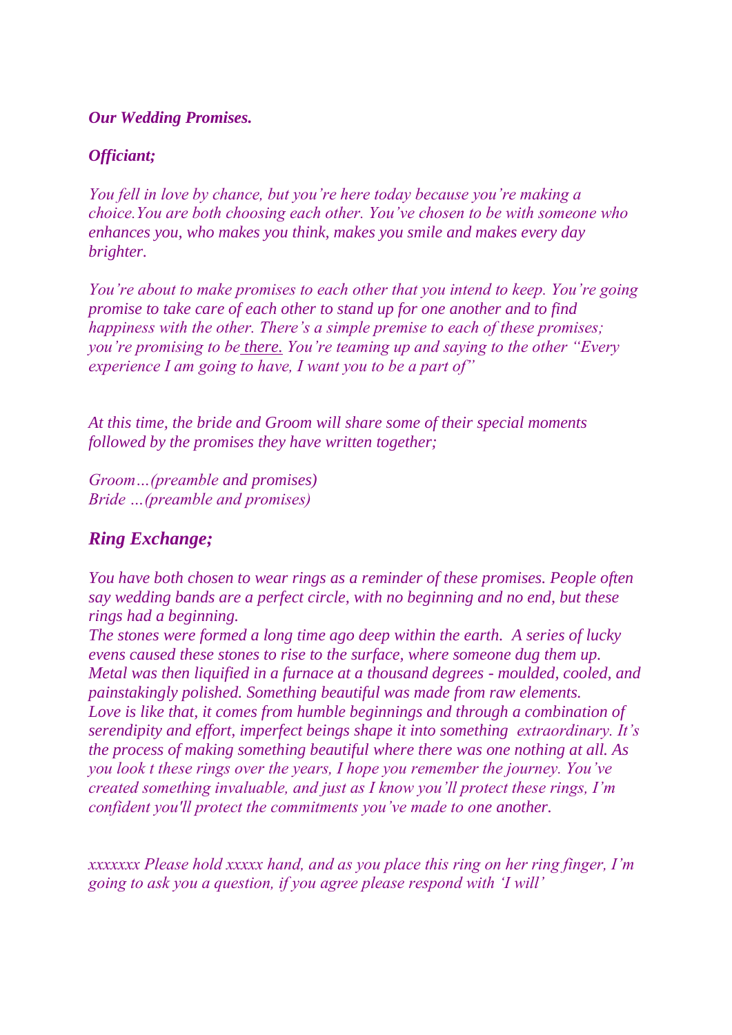***Our Wedding Promises.***

***Officiant;***

*You fell in love by chance, but you're here today because you're making a choice.You are both choosing each other. You've chosen to be with someone who enhances you, who makes you think, makes you smile and makes every day brighter.*

*You're about to make promises to each other that you intend to keep. You're going promise to take care of each other to stand up for one another and to find happiness with the other. There's a simple premise to each of these promises; you're promising to be there. You're teaming up and saying to the other "Every experience I am going to have, I want you to be a part of"*

*At this time, the bride and Groom will share some of their special moments followed by the promises they have written together;*

*Groom…(preamble and promises)*
*Bride …(preamble and promises)*

## ***Ring Exchange;***

*You have both chosen to wear rings as a reminder of these promises. People often say wedding bands are a perfect circle, with no beginning and no end, but these rings had a beginning.*
*The stones were formed a long time ago deep within the earth. A series of lucky evens caused these stones to rise to the surface, where someone dug them up. Metal was then liquified in a furnace at a thousand degrees - moulded, cooled, and painstakingly polished. Something beautiful was made from raw elements.*
*Love is like that, it comes from humble beginnings and through a combination of serendipity and effort, imperfect beings shape it into something extraordinary. It's the process of making something beautiful where there was one nothing at all. As you look t these rings over the years, I hope you remember the journey. You've created something invaluable, and just as I know you'll protect these rings, I'm confident you'll protect the commitments you've made to one another.*

*xxxxxxx Please hold xxxxx hand, and as you place this ring on her ring finger, I'm going to ask you a question, if you agree please respond with 'I will'*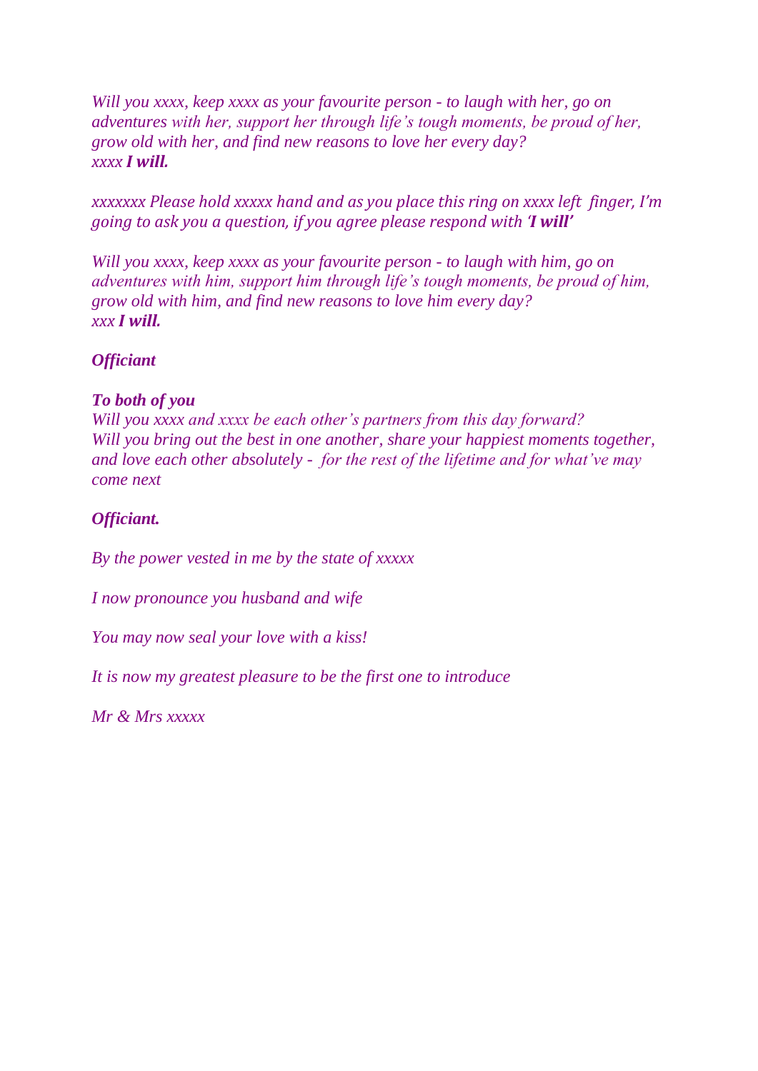*Will you xxxx, keep xxxx as your favourite person - to laugh with her, go on adventures with her, support her through life's tough moments, be proud of her, grow old with her, and find new reasons to love her every day?*
*xxxx* ***I will.***

*xxxxxxx Please hold xxxxx hand and as you place this ring on xxxx left finger, I'm going to ask you a question, if you agree please respond with* ***'I will'***

*Will you xxxx, keep xxxx as your favourite person - to laugh with him, go on adventures with him, support him through life's tough moments, be proud of him, grow old with him, and find new reasons to love him every day?*
*xxx* ***I will.***

***Officiant***

***To both of you***
*Will you xxxx and xxxx be each other's partners from this day forward?*
*Will you bring out the best in one another, share your happiest moments together, and love each other absolutely - for the rest of the lifetime and for what've may come next*

***Officiant.***

*By the power vested in me by the state of xxxxx*

*I now pronounce you husband and wife*

*You may now seal your love with a kiss!*

*It is now my greatest pleasure to be the first one to introduce*

*Mr & Mrs xxxxx*